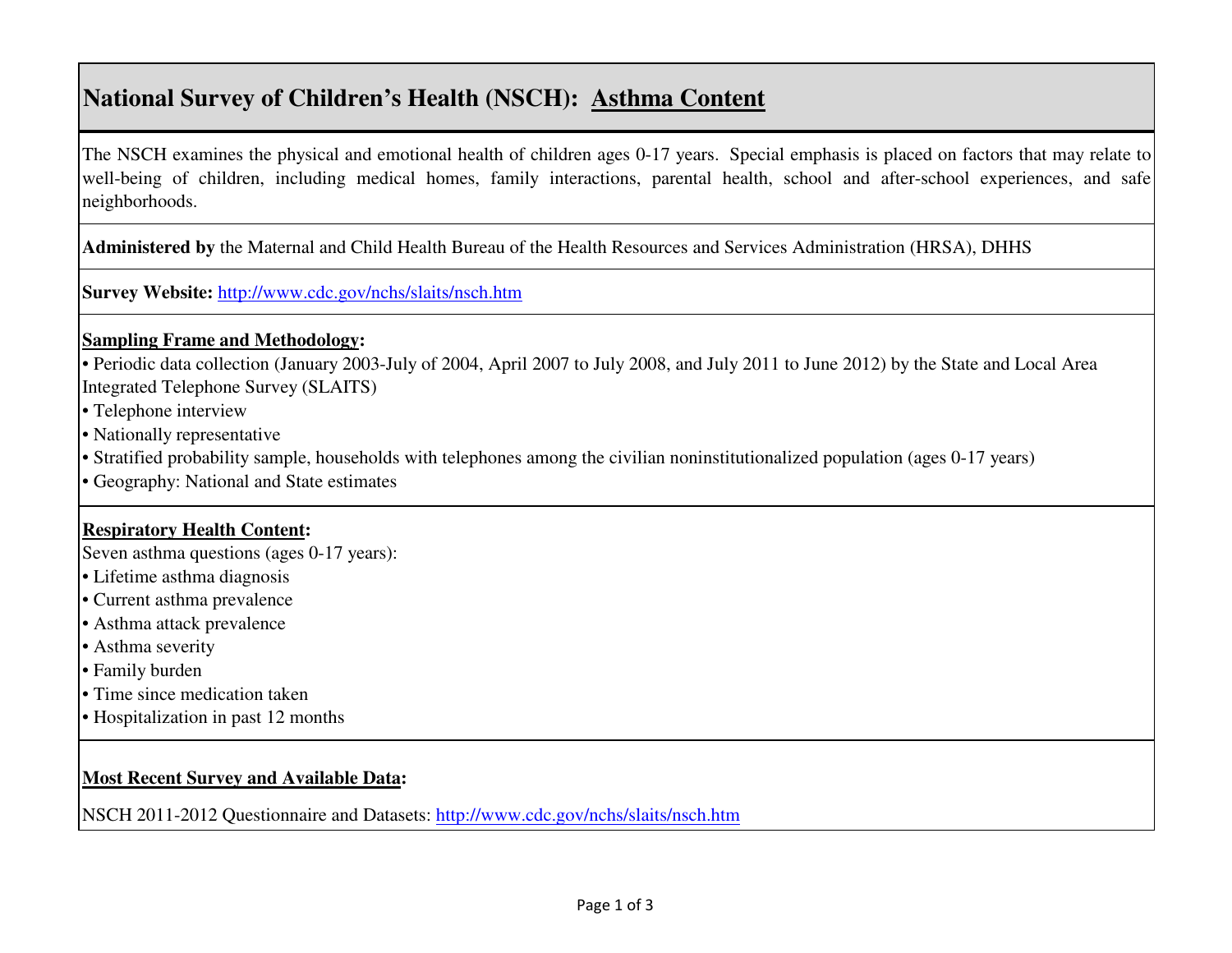# National Survey of Children's Health (NSCH): Asthma Content

The NSCH examines the physical and emotional health of children ages 0-17 years. Special emphasis is placed on factors that may relate to well-being of children, including medical homes, family interactions, parental health, school and after-school experiences, and safe neighborhoods.

**Administered by** the Maternal and Child Health Bureau of the Health Resources and Services Administration (HRSA), DHHS

**Survey Website:** [http://www.cdc.gov/nchs/slaits/nsch.htm](http://www.cdc.gov/nchs/slaits/nsch.htm)

**Sampling Frame and Methodology:**

- Periodic data collection (January 2003-July of 2004, April 2007 to July 2008, and July 2011 to June 2012) by the State and Local Area Integrated Telephone Survey (SLAITS)
- Telephone interview
- Nationally representative
- Stratified probability sample, households with telephones among the civilian noninstitutionalized population (ages 0-17 years)
- Geography: National and State estimates

**Respiratory Health Content:**

Seven asthma questions (ages 0-17 years):

- Lifetime asthma diagnosis
- Current asthma prevalence
- Asthma attack prevalence
- Asthma severity
- Family burden
- Time since medication taken
- Hospitalization in past 12 months

**Most Recent Survey and Available Data:**

NSCH 2011-2012 Questionnaire and Datasets: [http://www.cdc.gov/nchs/slaits/nsch.htm](http://www.cdc.gov/nchs/slaits/nsch.htm)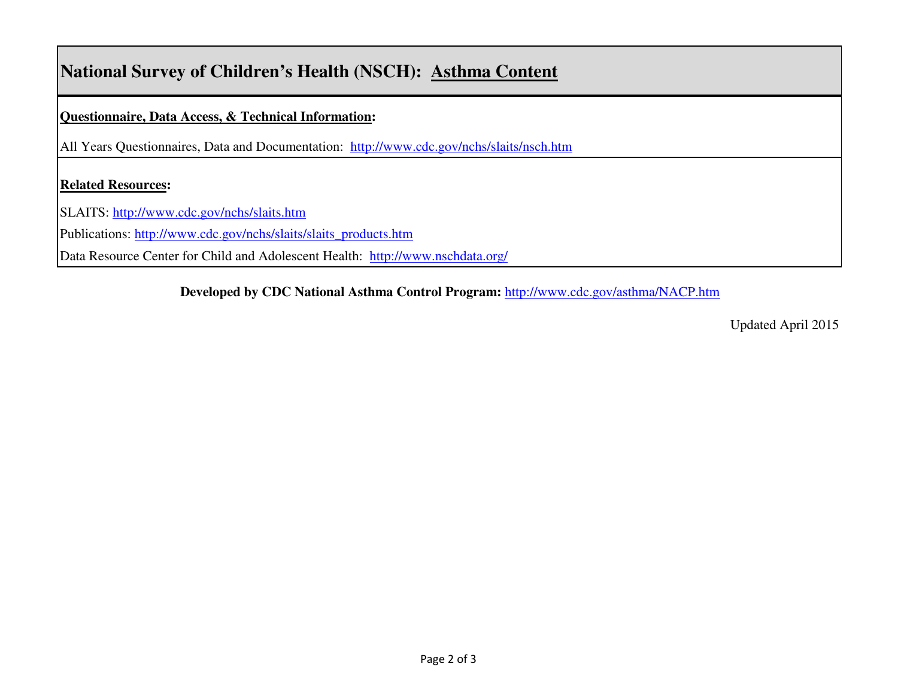# National Survey of Children's Health (NSCH): Asthma Content

**Questionnaire, Data Access, & Technical Information:**

All Years Questionnaires, Data and Documentation: http://www.cdc.gov/nchs/slaits/nsch.htm

**Related Resources:**

SLAITS: http://www.cdc.gov/nchs/slaits.htm

Publications: http://www.cdc.gov/nchs/slaits/slaits_products.htm

Data Resource Center for Child and Adolescent Health: http://www.nschdata.org/

**Developed by CDC National Asthma Control Program:** http://www.cdc.gov/asthma/NACP.htm

Updated April 2015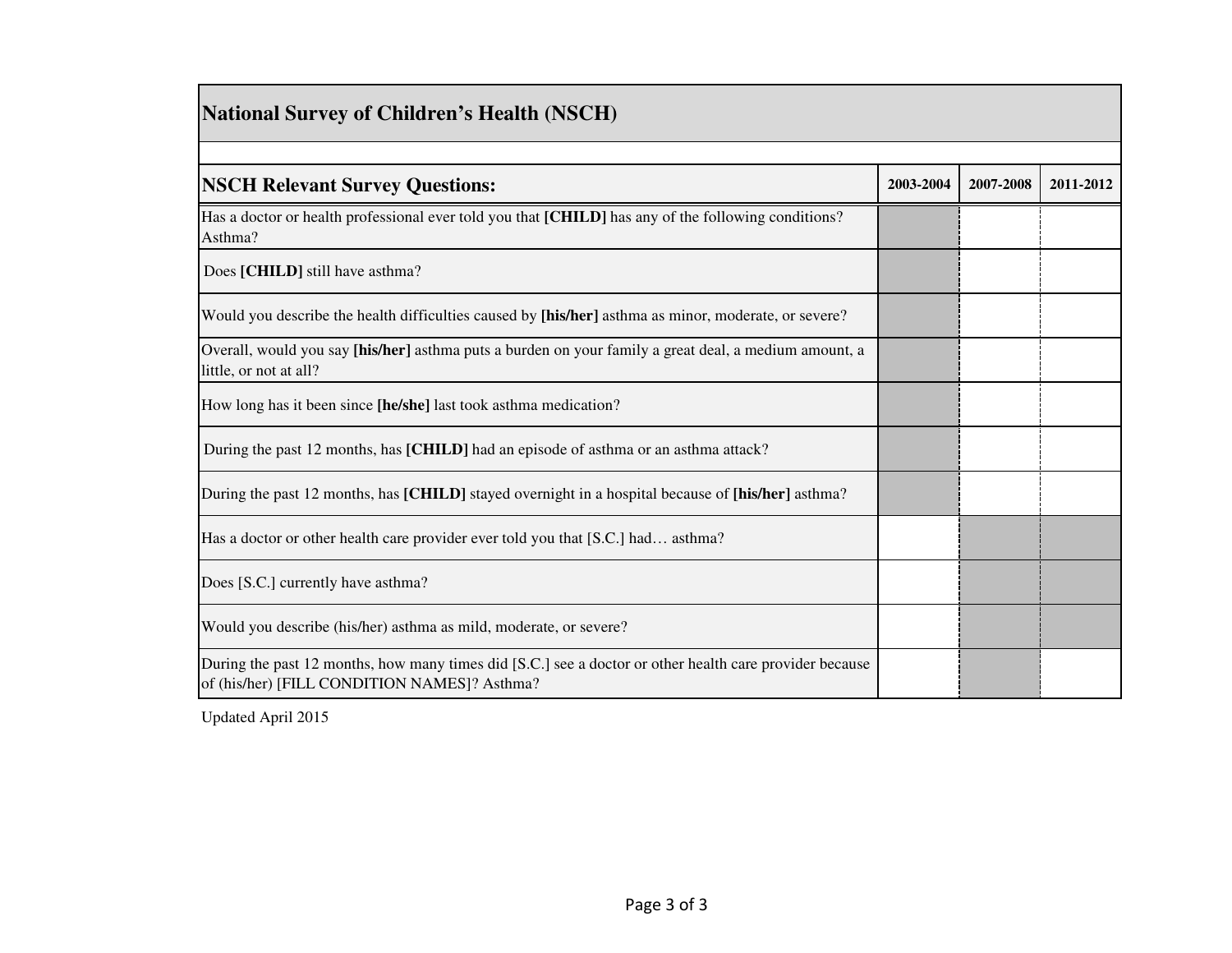## National Survey of Children's Health (NSCH)

| NSCH Relevant Survey Questions: | 2003-2004 | 2007-2008 | 2011-2012 |
|---|---|---|---|
| Has a doctor or health professional ever told you that **[CHILD]** has any of the following conditions? Asthma? | | | |
| Does **[CHILD]** still have asthma? | | | |
| Would you describe the health difficulties caused by **[his/her]** asthma as minor, moderate, or severe? | | | |
| Overall, would you say **[his/her]** asthma puts a burden on your family a great deal, a medium amount, a little, or not at all? | | | |
| How long has it been since **[he/she]** last took asthma medication? | | | |
| During the past 12 months, has **[CHILD]** had an episode of asthma or an asthma attack? | | | |
| During the past 12 months, has **[CHILD]** stayed overnight in a hospital because of **[his/her]** asthma? | | | |
| Has a doctor or other health care provider ever told you that [S.C.] had… asthma? | | | |
| Does [S.C.] currently have asthma? | | | |
| Would you describe (his/her) asthma as mild, moderate, or severe? | | | |
| During the past 12 months, how many times did [S.C.] see a doctor or other health care provider because of (his/her) [FILL CONDITION NAMES]? Asthma? | | | |

Updated April 2015